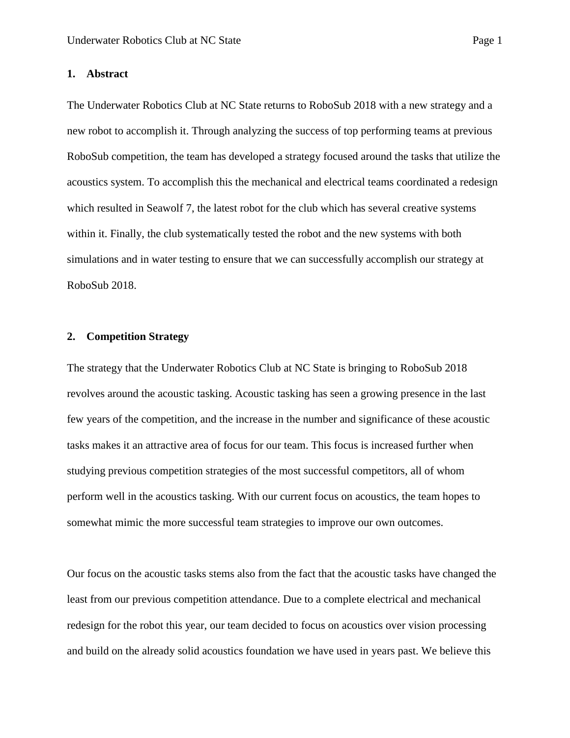## 1. Abstract

The Underwater Robotics Club at NC State returns to RoboSub 2018 with a new strategy and a new robot to accomplish it. Through analyzing the success of top performing teams at previous RoboSub competition, the team has developed a strategy focused around the tasks that utilize the acoustics system. To accomplish this the mechanical and electrical teams coordinated a redesign which resulted in Seawolf 7, the latest robot for the club which has several creative systems within it. Finally, the club systematically tested the robot and the new systems with both simulations and in water testing to ensure that we can successfully accomplish our strategy at RoboSub 2018.

## 2. Competition Strategy

The strategy that the Underwater Robotics Club at NC State is bringing to RoboSub 2018 revolves around the acoustic tasking. Acoustic tasking has seen a growing presence in the last few years of the competition, and the increase in the number and significance of these acoustic tasks makes it an attractive area of focus for our team. This focus is increased further when studying previous competition strategies of the most successful competitors, all of whom perform well in the acoustics tasking. With our current focus on acoustics, the team hopes to somewhat mimic the more successful team strategies to improve our own outcomes.

Our focus on the acoustic tasks stems also from the fact that the acoustic tasks have changed the least from our previous competition attendance. Due to a complete electrical and mechanical redesign for the robot this year, our team decided to focus on acoustics over vision processing and build on the already solid acoustics foundation we have used in years past. We believe this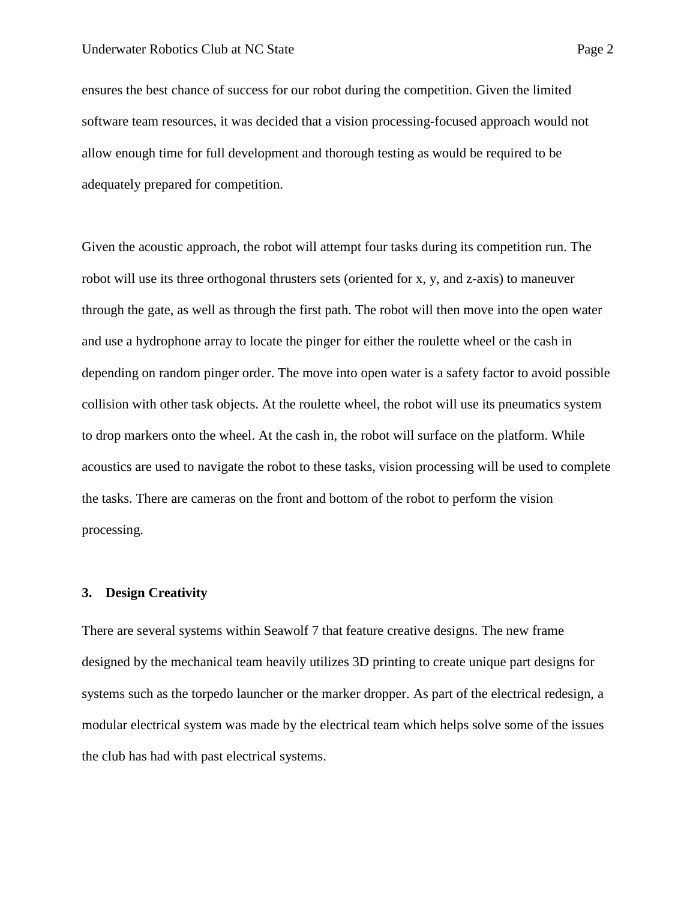ensures the best chance of success for our robot during the competition. Given the limited software team resources, it was decided that a vision processing-focused approach would not allow enough time for full development and thorough testing as would be required to be adequately prepared for competition.

Given the acoustic approach, the robot will attempt four tasks during its competition run. The robot will use its three orthogonal thrusters sets (oriented for x, y, and z-axis) to maneuver through the gate, as well as through the first path. The robot will then move into the open water and use a hydrophone array to locate the pinger for either the roulette wheel or the cash in depending on random pinger order. The move into open water is a safety factor to avoid possible collision with other task objects. At the roulette wheel, the robot will use its pneumatics system to drop markers onto the wheel. At the cash in, the robot will surface on the platform. While acoustics are used to navigate the robot to these tasks, vision processing will be used to complete the tasks. There are cameras on the front and bottom of the robot to perform the vision processing.

### 3. Design Creativity

There are several systems within Seawolf 7 that feature creative designs. The new frame designed by the mechanical team heavily utilizes 3D printing to create unique part designs for systems such as the torpedo launcher or the marker dropper. As part of the electrical redesign, a modular electrical system was made by the electrical team which helps solve some of the issues the club has had with past electrical systems.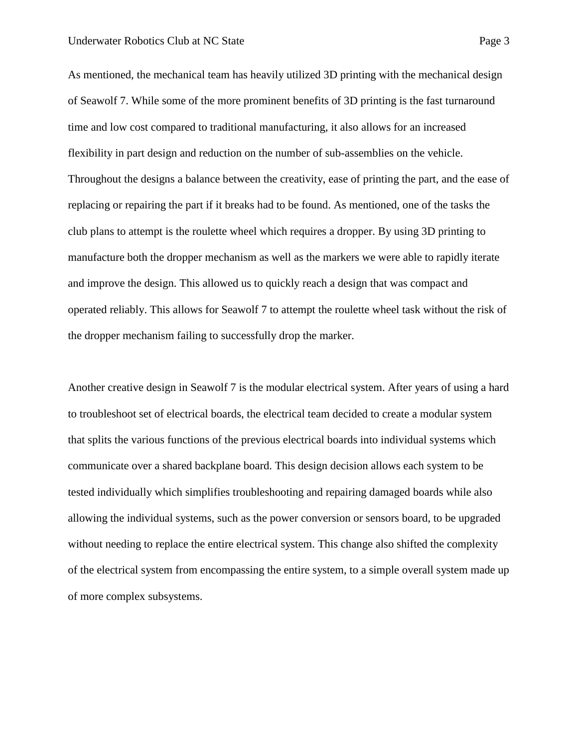As mentioned, the mechanical team has heavily utilized 3D printing with the mechanical design of Seawolf 7. While some of the more prominent benefits of 3D printing is the fast turnaround time and low cost compared to traditional manufacturing, it also allows for an increased flexibility in part design and reduction on the number of sub-assemblies on the vehicle. Throughout the designs a balance between the creativity, ease of printing the part, and the ease of replacing or repairing the part if it breaks had to be found. As mentioned, one of the tasks the club plans to attempt is the roulette wheel which requires a dropper. By using 3D printing to manufacture both the dropper mechanism as well as the markers we were able to rapidly iterate and improve the design. This allowed us to quickly reach a design that was compact and operated reliably. This allows for Seawolf 7 to attempt the roulette wheel task without the risk of the dropper mechanism failing to successfully drop the marker.

Another creative design in Seawolf 7 is the modular electrical system. After years of using a hard to troubleshoot set of electrical boards, the electrical team decided to create a modular system that splits the various functions of the previous electrical boards into individual systems which communicate over a shared backplane board. This design decision allows each system to be tested individually which simplifies troubleshooting and repairing damaged boards while also allowing the individual systems, such as the power conversion or sensors board, to be upgraded without needing to replace the entire electrical system. This change also shifted the complexity of the electrical system from encompassing the entire system, to a simple overall system made up of more complex subsystems.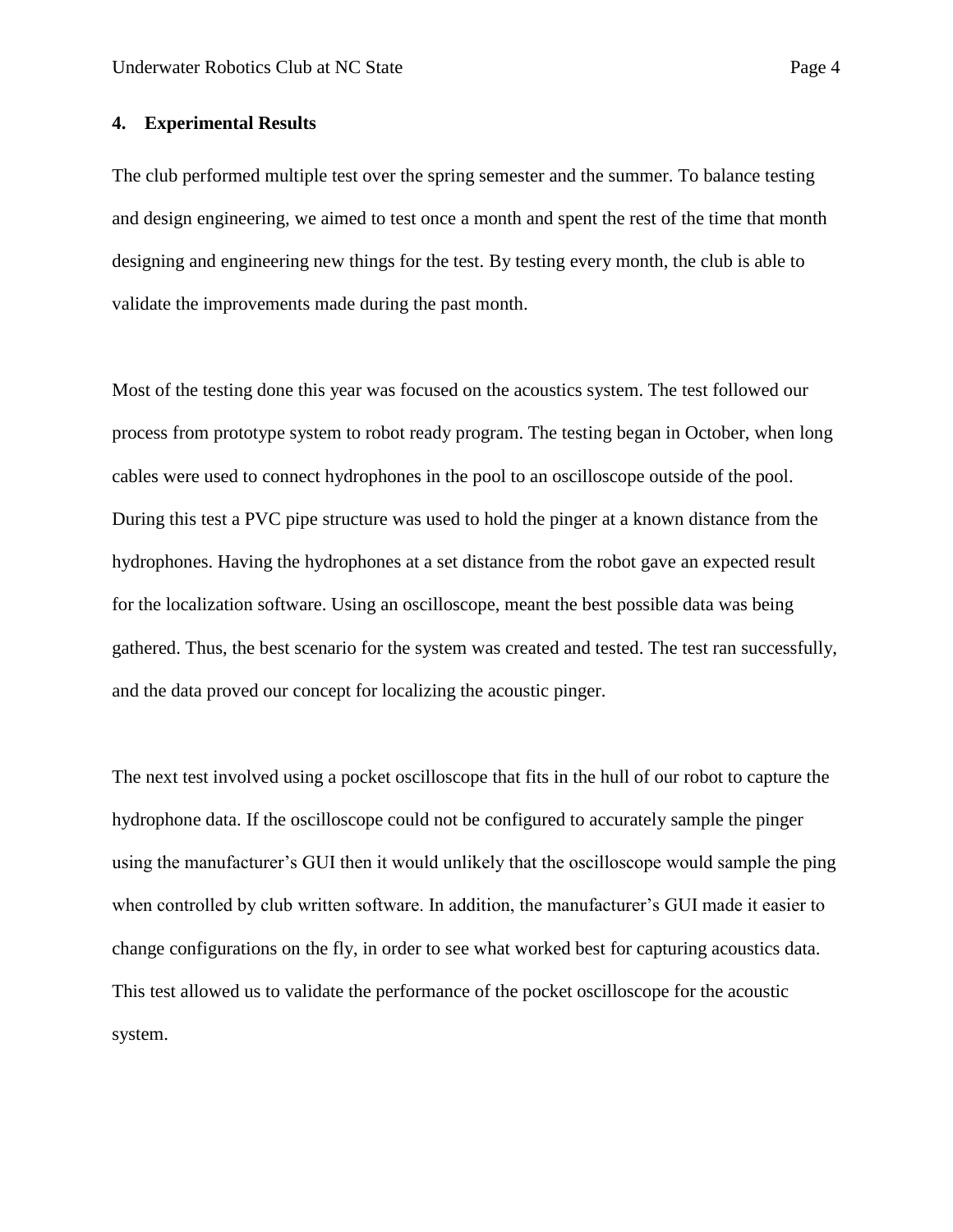## 4. Experimental Results

The club performed multiple test over the spring semester and the summer. To balance testing and design engineering, we aimed to test once a month and spent the rest of the time that month designing and engineering new things for the test. By testing every month, the club is able to validate the improvements made during the past month.

Most of the testing done this year was focused on the acoustics system. The test followed our process from prototype system to robot ready program. The testing began in October, when long cables were used to connect hydrophones in the pool to an oscilloscope outside of the pool. During this test a PVC pipe structure was used to hold the pinger at a known distance from the hydrophones. Having the hydrophones at a set distance from the robot gave an expected result for the localization software. Using an oscilloscope, meant the best possible data was being gathered. Thus, the best scenario for the system was created and tested. The test ran successfully, and the data proved our concept for localizing the acoustic pinger.

The next test involved using a pocket oscilloscope that fits in the hull of our robot to capture the hydrophone data. If the oscilloscope could not be configured to accurately sample the pinger using the manufacturer's GUI then it would unlikely that the oscilloscope would sample the ping when controlled by club written software. In addition, the manufacturer's GUI made it easier to change configurations on the fly, in order to see what worked best for capturing acoustics data. This test allowed us to validate the performance of the pocket oscilloscope for the acoustic system.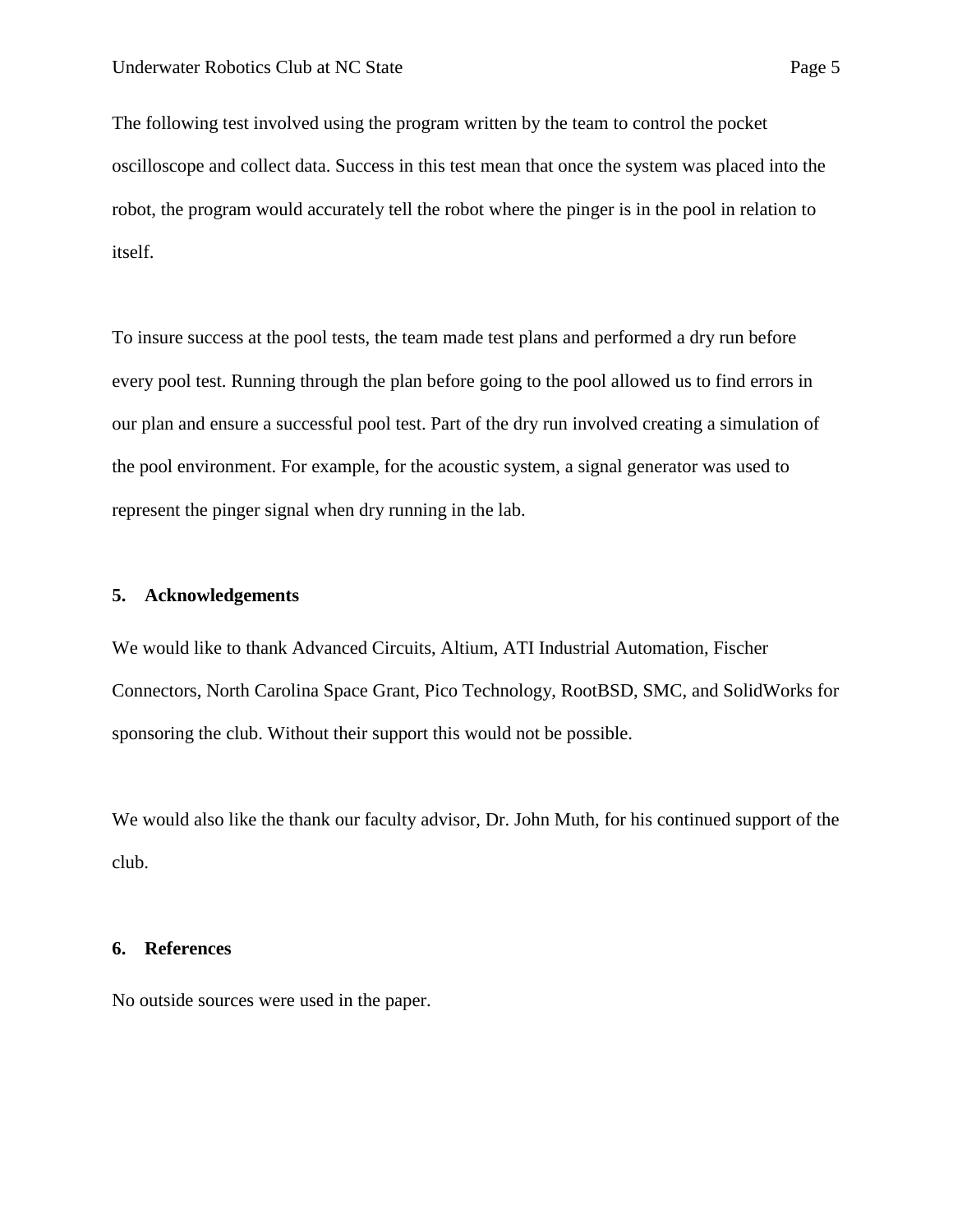The following test involved using the program written by the team to control the pocket oscilloscope and collect data. Success in this test mean that once the system was placed into the robot, the program would accurately tell the robot where the pinger is in the pool in relation to itself.

To insure success at the pool tests, the team made test plans and performed a dry run before every pool test. Running through the plan before going to the pool allowed us to find errors in our plan and ensure a successful pool test. Part of the dry run involved creating a simulation of the pool environment. For example, for the acoustic system, a signal generator was used to represent the pinger signal when dry running in the lab.

## 5. Acknowledgements

We would like to thank Advanced Circuits, Altium, ATI Industrial Automation, Fischer Connectors, North Carolina Space Grant, Pico Technology, RootBSD, SMC, and SolidWorks for sponsoring the club. Without their support this would not be possible.

We would also like the thank our faculty advisor, Dr. John Muth, for his continued support of the club.

## 6. References

No outside sources were used in the paper.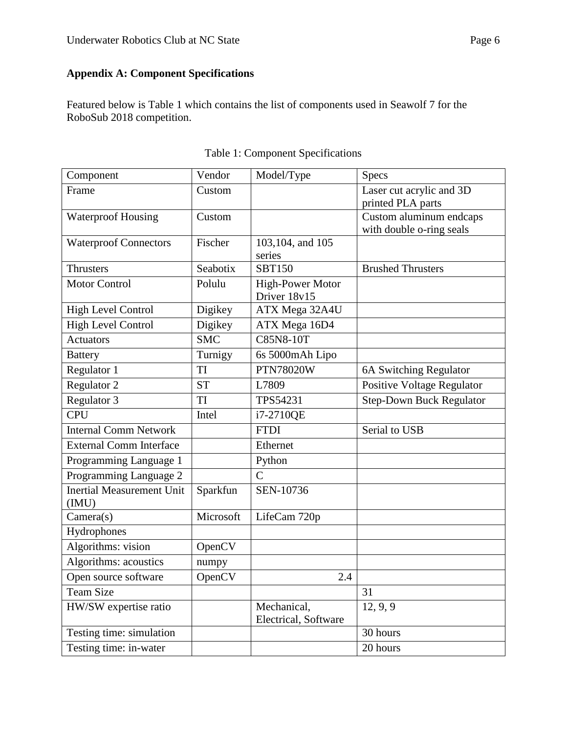**Appendix A: Component Specifications**

Featured below is Table 1 which contains the list of components used in Seawolf 7 for the RoboSub 2018 competition.

Table 1: Component Specifications

| Component | Vendor | Model/Type | Specs |
|---|---|---|---|
| Frame | Custom | | Laser cut acrylic and 3D printed PLA parts |
| Waterproof Housing | Custom | | Custom aluminum endcaps with double o-ring seals |
| Waterproof Connectors | Fischer | 103,104, and 105 series | |
| Thrusters | Seabotix | SBT150 | Brushed Thrusters |
| Motor Control | Polulu | High-Power Motor Driver 18v15 | |
| High Level Control | Digikey | ATX Mega 32A4U | |
| High Level Control | Digikey | ATX Mega 16D4 | |
| Actuators | SMC | C85N8-10T | |
| Battery | Turnigy | 6s 5000mAh Lipo | |
| Regulator 1 | TI | PTN78020W | 6A Switching Regulator |
| Regulator 2 | ST | L7809 | Positive Voltage Regulator |
| Regulator 3 | TI | TPS54231 | Step-Down Buck Regulator |
| CPU | Intel | i7-2710QE | |
| Internal Comm Network | | FTDI | Serial to USB |
| External Comm Interface | | Ethernet | |
| Programming Language 1 | | Python | |
| Programming Language 2 | | C | |
| Inertial Measurement Unit (IMU) | Sparkfun | SEN-10736 | |
| Camera(s) | Microsoft | LifeCam 720p | |
| Hydrophones | | | |
| Algorithms: vision | OpenCV | | |
| Algorithms: acoustics | numpy | | |
| Open source software | OpenCV | 2.4 | |
| Team Size | | | 31 |
| HW/SW expertise ratio | | Mechanical, Electrical, Software | 12, 9, 9 |
| Testing time: simulation | | | 30 hours |
| Testing time: in-water | | | 20 hours |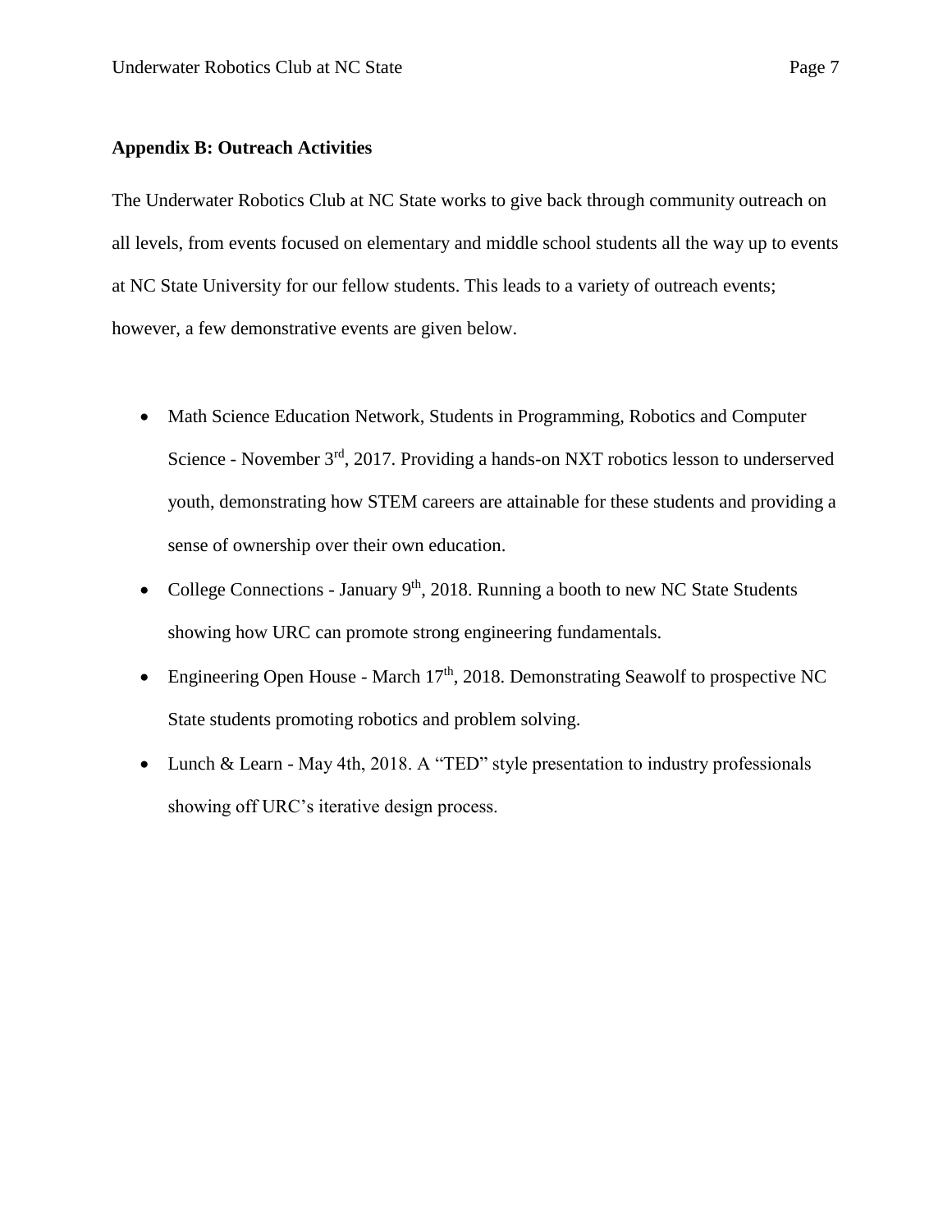### Appendix B: Outreach Activities

The Underwater Robotics Club at NC State works to give back through community outreach on all levels, from events focused on elementary and middle school students all the way up to events at NC State University for our fellow students. This leads to a variety of outreach events; however, a few demonstrative events are given below.

- Math Science Education Network, Students in Programming, Robotics and Computer Science - November 3rd, 2017. Providing a hands-on NXT robotics lesson to underserved youth, demonstrating how STEM careers are attainable for these students and providing a sense of ownership over their own education.
- College Connections - January 9th, 2018. Running a booth to new NC State Students showing how URC can promote strong engineering fundamentals.
- Engineering Open House - March 17th, 2018. Demonstrating Seawolf to prospective NC State students promoting robotics and problem solving.
- Lunch & Learn - May 4th, 2018. A "TED" style presentation to industry professionals showing off URC's iterative design process.